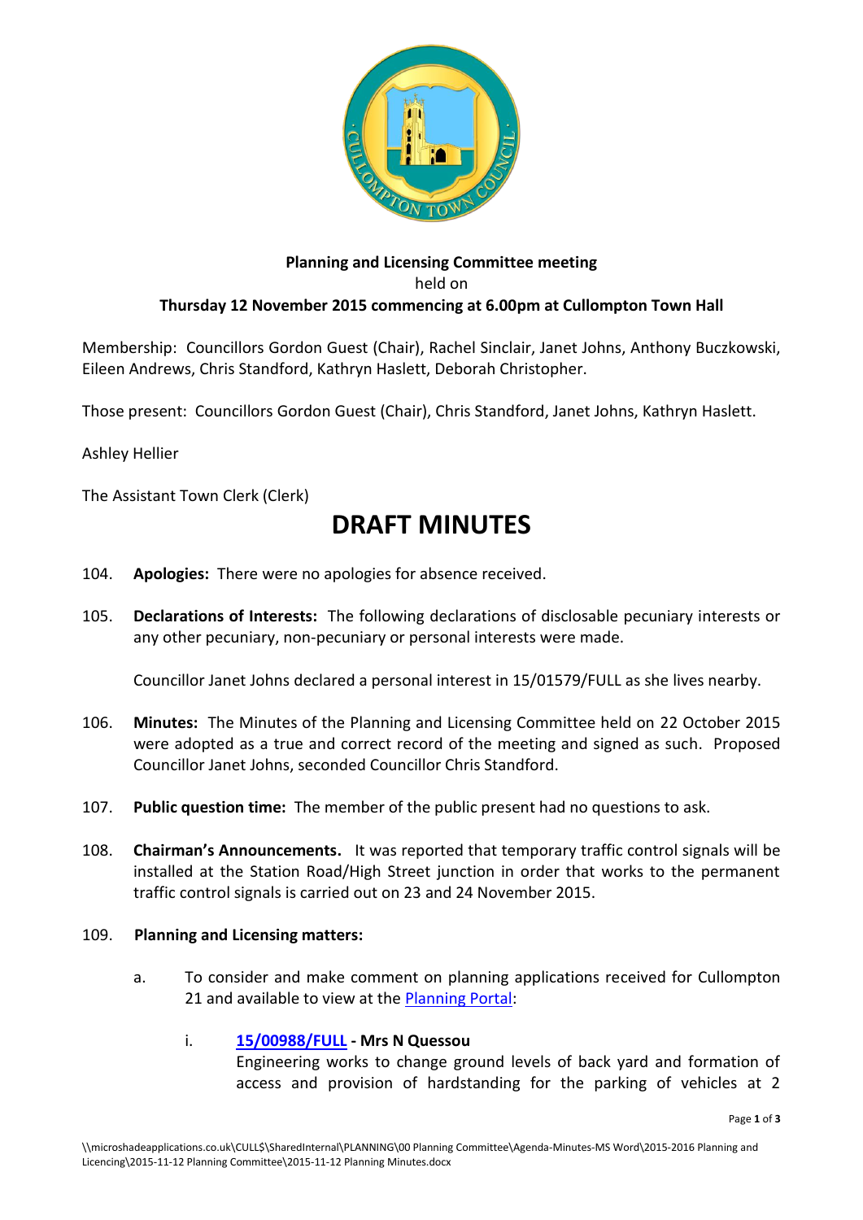**Planning and Licensing Committee meeting**
held on
**Thursday 12 November 2015 commencing at 6.00pm at Cullompton Town Hall**

Membership: Councillors Gordon Guest (Chair), Rachel Sinclair, Janet Johns, Anthony Buczkowski, Eileen Andrews, Chris Standford, Kathryn Haslett, Deborah Christopher.

Those present: Councillors Gordon Guest (Chair), Chris Standford, Janet Johns, Kathryn Haslett.

Ashley Hellier

The Assistant Town Clerk (Clerk)

# DRAFT MINUTES

104. **Apologies:** There were no apologies for absence received.

105. **Declarations of Interests:** The following declarations of disclosable pecuniary interests or any other pecuniary, non-pecuniary or personal interests were made.

     Councillor Janet Johns declared a personal interest in 15/01579/FULL as she lives nearby.

106. **Minutes:** The Minutes of the Planning and Licensing Committee held on 22 October 2015 were adopted as a true and correct record of the meeting and signed as such. Proposed Councillor Janet Johns, seconded Councillor Chris Standford.

107. **Public question time:** The member of the public present had no questions to ask.

108. **Chairman's Announcements.** It was reported that temporary traffic control signals will be installed at the Station Road/High Street junction in order that works to the permanent traffic control signals is carried out on 23 and 24 November 2015.

109. **Planning and Licensing matters:**

     a. To consider and make comment on planning applications received for Cullompton 21 and available to view at the Planning Portal:

        i. **15/00988/FULL - Mrs N Quessou**
           Engineering works to change ground levels of back yard and formation of access and provision of hardstanding for the parking of vehicles at 2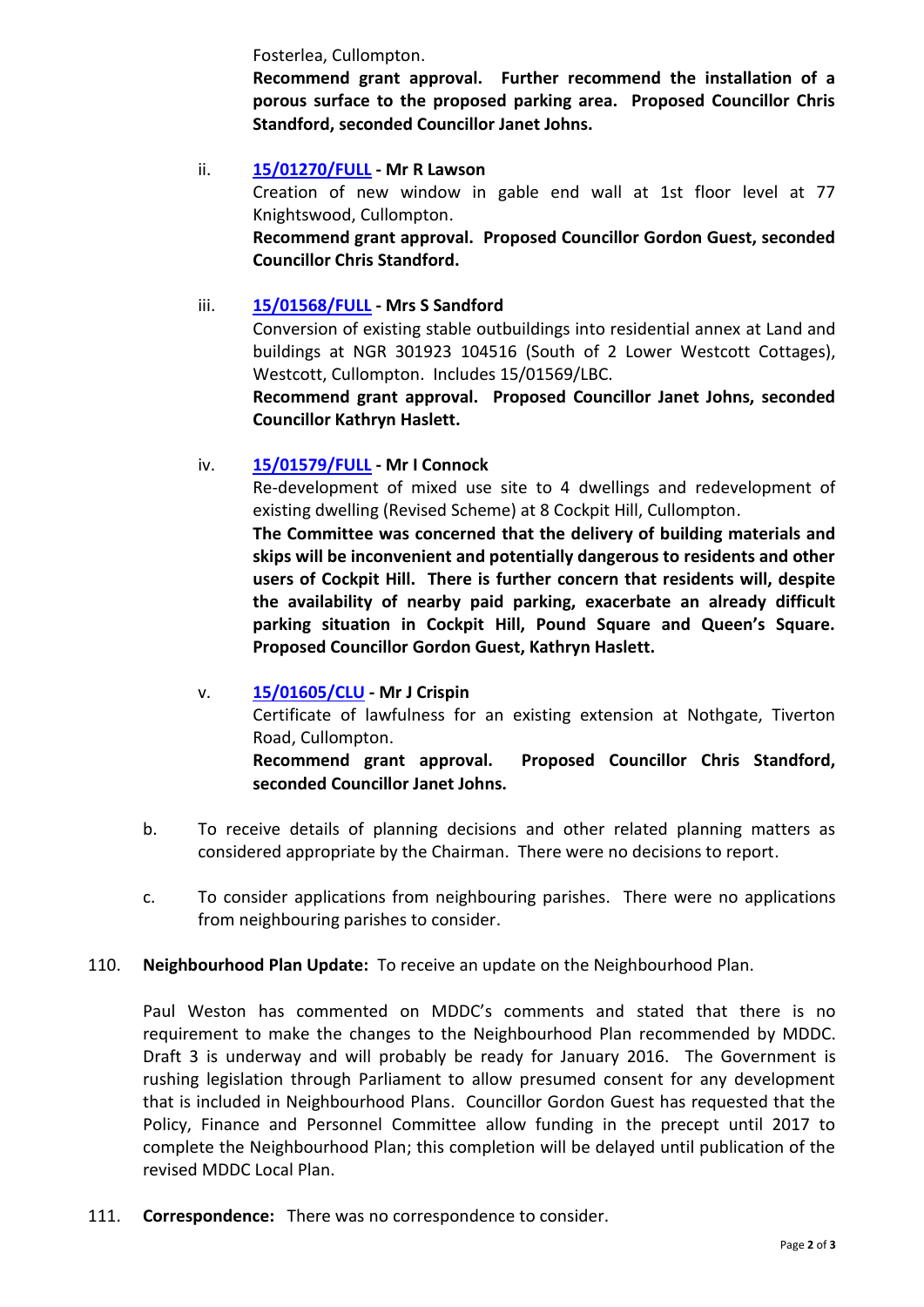Fosterlea, Cullompton.
**Recommend grant approval. Further recommend the installation of a porous surface to the proposed parking area. Proposed Councillor Chris Standford, seconded Councillor Janet Johns.**

ii. **[15/01270/FULL](#) - Mr R Lawson**
Creation of new window in gable end wall at 1st floor level at 77 Knightswood, Cullompton.
**Recommend grant approval. Proposed Councillor Gordon Guest, seconded Councillor Chris Standford.**

iii. **[15/01568/FULL](#) - Mrs S Sandford**
Conversion of existing stable outbuildings into residential annex at Land and buildings at NGR 301923 104516 (South of 2 Lower Westcott Cottages), Westcott, Cullompton. Includes 15/01569/LBC.
**Recommend grant approval. Proposed Councillor Janet Johns, seconded Councillor Kathryn Haslett.**

iv. **[15/01579/FULL](#) - Mr I Connock**
Re-development of mixed use site to 4 dwellings and redevelopment of existing dwelling (Revised Scheme) at 8 Cockpit Hill, Cullompton.
**The Committee was concerned that the delivery of building materials and skips will be inconvenient and potentially dangerous to residents and other users of Cockpit Hill. There is further concern that residents will, despite the availability of nearby paid parking, exacerbate an already difficult parking situation in Cockpit Hill, Pound Square and Queen's Square. Proposed Councillor Gordon Guest, Kathryn Haslett.**

v. **[15/01605/CLU](#) - Mr J Crispin**
Certificate of lawfulness for an existing extension at Nothgate, Tiverton Road, Cullompton.
**Recommend grant approval. Proposed Councillor Chris Standford, seconded Councillor Janet Johns.**

b. To receive details of planning decisions and other related planning matters as considered appropriate by the Chairman. There were no decisions to report.

c. To consider applications from neighbouring parishes. There were no applications from neighbouring parishes to consider.

110. **Neighbourhood Plan Update:** To receive an update on the Neighbourhood Plan.

Paul Weston has commented on MDDC's comments and stated that there is no requirement to make the changes to the Neighbourhood Plan recommended by MDDC. Draft 3 is underway and will probably be ready for January 2016. The Government is rushing legislation through Parliament to allow presumed consent for any development that is included in Neighbourhood Plans. Councillor Gordon Guest has requested that the Policy, Finance and Personnel Committee allow funding in the precept until 2017 to complete the Neighbourhood Plan; this completion will be delayed until publication of the revised MDDC Local Plan.

111. **Correspondence:** There was no correspondence to consider.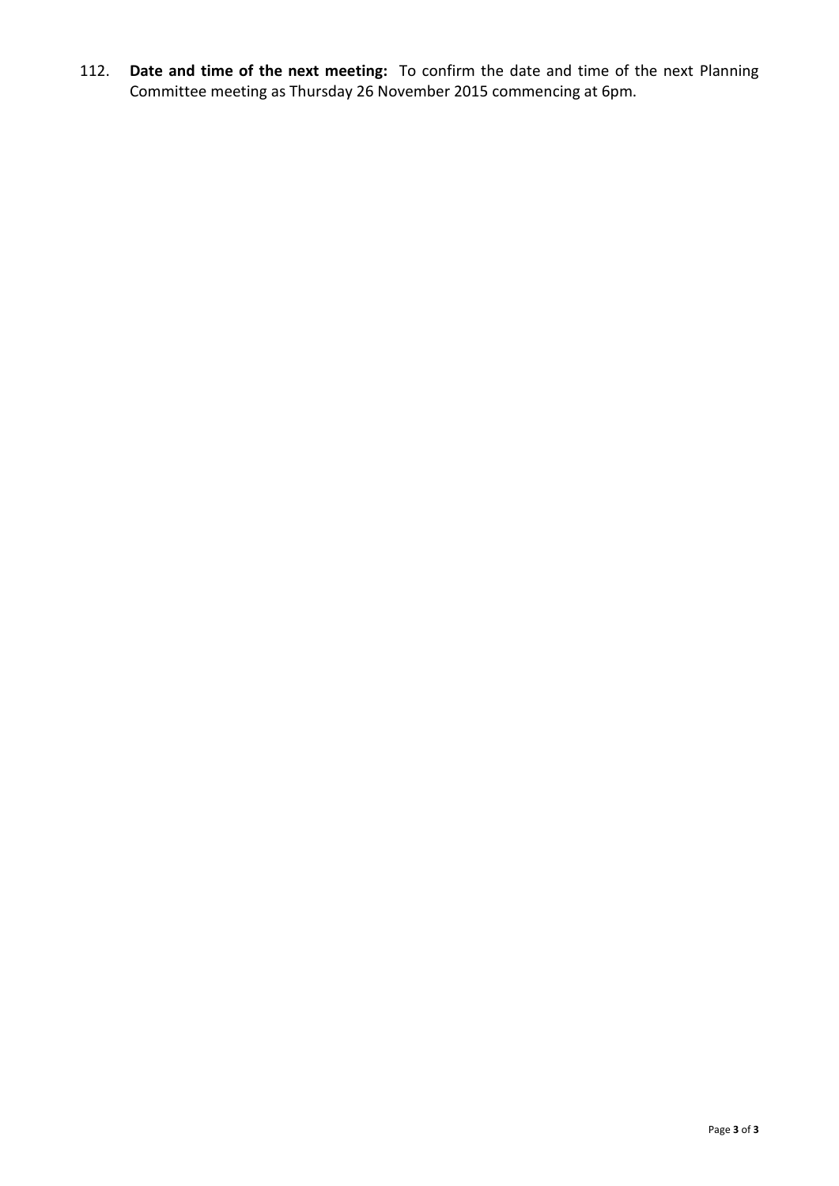112. **Date and time of the next meeting:** To confirm the date and time of the next Planning Committee meeting as Thursday 26 November 2015 commencing at 6pm.